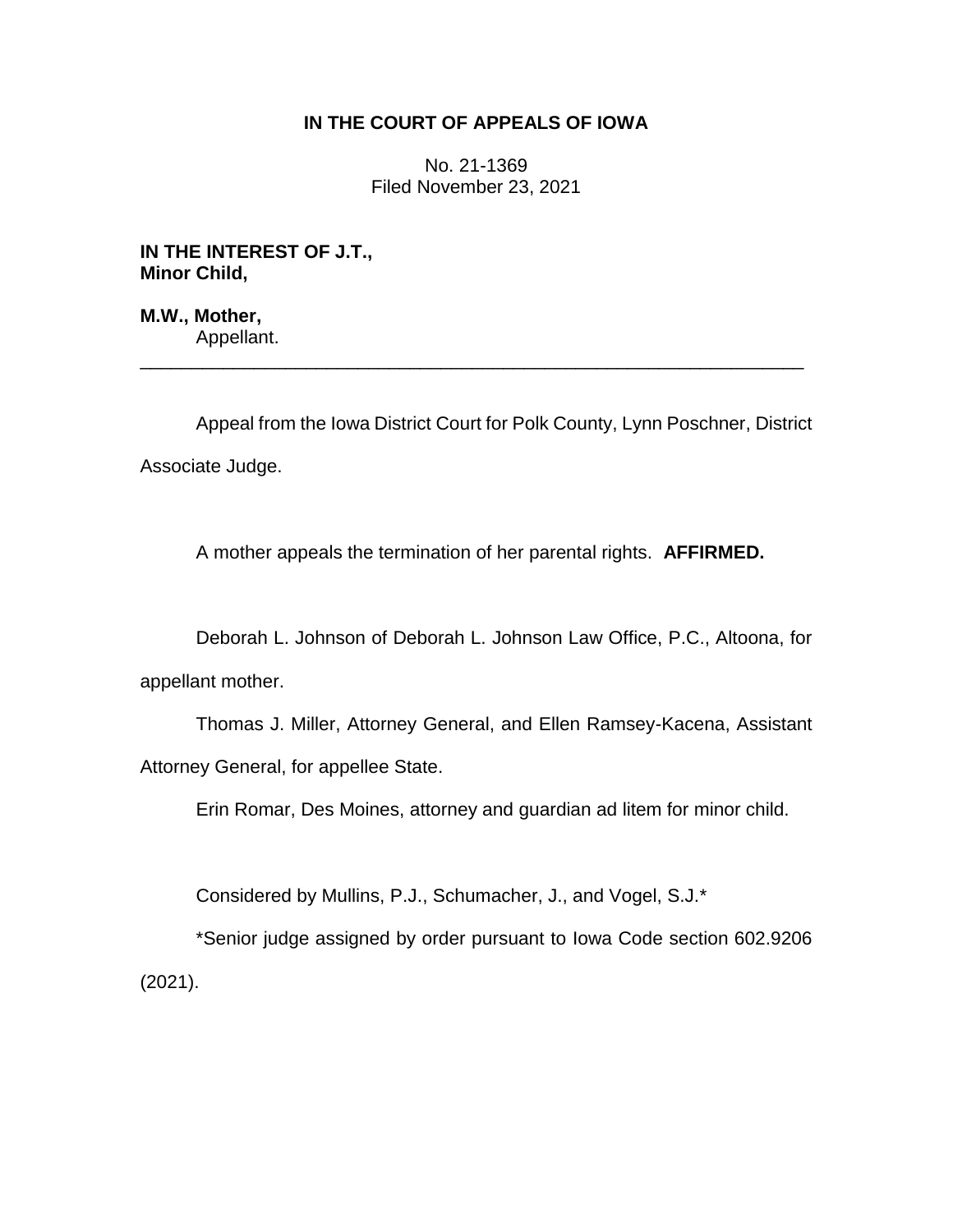**IN THE COURT OF APPEALS OF IOWA**

No. 21-1369
Filed November 23, 2021

**IN THE INTEREST OF J.T.,**
**Minor Child,**

**M.W., Mother,**
Appellant.

---

Appeal from the Iowa District Court for Polk County, Lynn Poschner, District Associate Judge.

A mother appeals the termination of her parental rights. **AFFIRMED.**

Deborah L. Johnson of Deborah L. Johnson Law Office, P.C., Altoona, for appellant mother.

Thomas J. Miller, Attorney General, and Ellen Ramsey-Kacena, Assistant Attorney General, for appellee State.

Erin Romar, Des Moines, attorney and guardian ad litem for minor child.

Considered by Mullins, P.J., Schumacher, J., and Vogel, S.J.*

*Senior judge assigned by order pursuant to Iowa Code section 602.9206 (2021).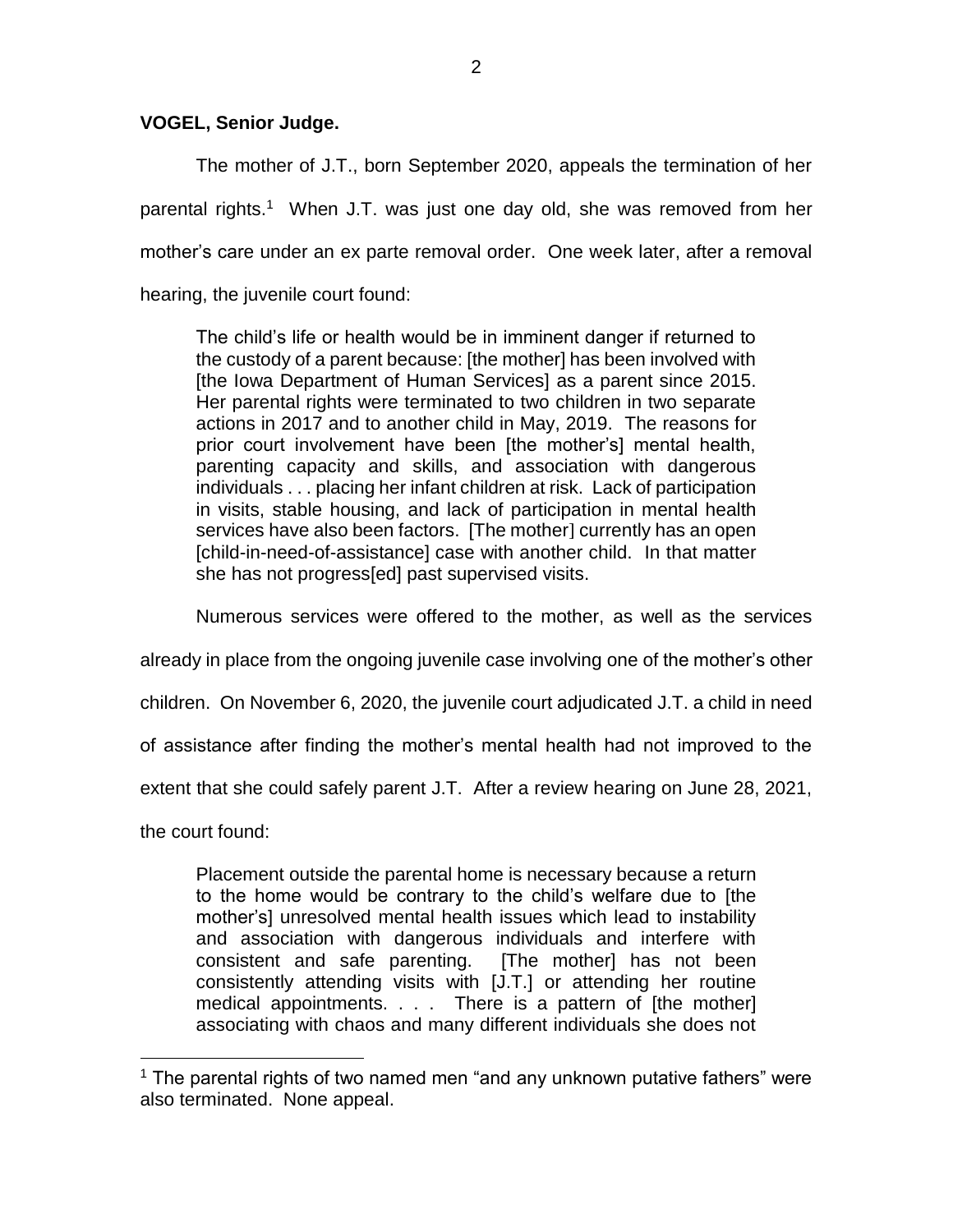**VOGEL, Senior Judge.**

The mother of J.T., born September 2020, appeals the termination of her parental rights.[1] When J.T. was just one day old, she was removed from her mother's care under an ex parte removal order. One week later, after a removal hearing, the juvenile court found:

> The child's life or health would be in imminent danger if returned to the custody of a parent because: [the mother] has been involved with [the Iowa Department of Human Services] as a parent since 2015. Her parental rights were terminated to two children in two separate actions in 2017 and to another child in May, 2019. The reasons for prior court involvement have been [the mother's] mental health, parenting capacity and skills, and association with dangerous individuals . . . placing her infant children at risk. Lack of participation in visits, stable housing, and lack of participation in mental health services have also been factors. [The mother] currently has an open [child-in-need-of-assistance] case with another child. In that matter she has not progress[ed] past supervised visits.

Numerous services were offered to the mother, as well as the services already in place from the ongoing juvenile case involving one of the mother's other children. On November 6, 2020, the juvenile court adjudicated J.T. a child in need of assistance after finding the mother's mental health had not improved to the extent that she could safely parent J.T. After a review hearing on June 28, 2021, the court found:

> Placement outside the parental home is necessary because a return to the home would be contrary to the child's welfare due to [the mother's] unresolved mental health issues which lead to instability and association with dangerous individuals and interfere with consistent and safe parenting. [The mother] has not been consistently attending visits with [J.T.] or attending her routine medical appointments. . . . There is a pattern of [the mother] associating with chaos and many different individuals she does not

---

[1] The parental rights of two named men "and any unknown putative fathers" were also terminated. None appeal.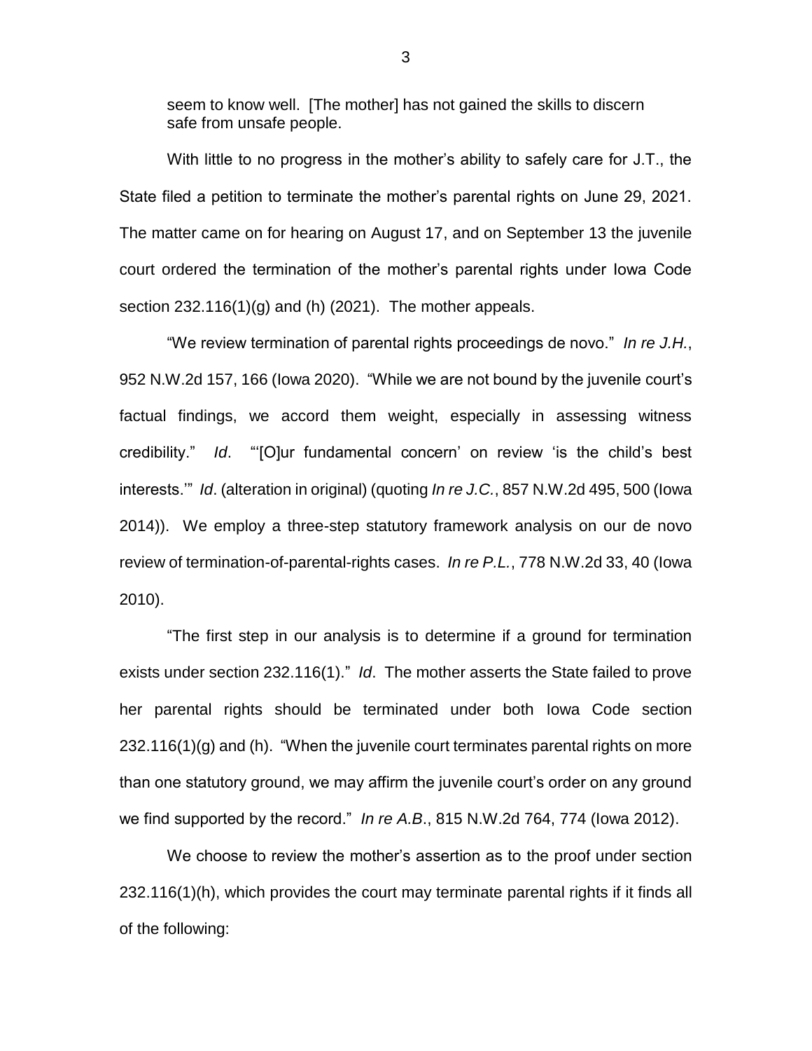> seem to know well. [The mother] has not gained the skills to discern safe from unsafe people.

With little to no progress in the mother's ability to safely care for J.T., the State filed a petition to terminate the mother's parental rights on June 29, 2021. The matter came on for hearing on August 17, and on September 13 the juvenile court ordered the termination of the mother's parental rights under Iowa Code section 232.116(1)(g) and (h) (2021). The mother appeals.

"We review termination of parental rights proceedings de novo." *In re J.H.*, 952 N.W.2d 157, 166 (Iowa 2020). "While we are not bound by the juvenile court's factual findings, we accord them weight, especially in assessing witness credibility." *Id*. "'[O]ur fundamental concern' on review 'is the child's best interests.'" *Id*. (alteration in original) (quoting *In re J.C.*, 857 N.W.2d 495, 500 (Iowa 2014)). We employ a three-step statutory framework analysis on our de novo review of termination-of-parental-rights cases. *In re P.L.*, 778 N.W.2d 33, 40 (Iowa 2010).

"The first step in our analysis is to determine if a ground for termination exists under section 232.116(1)." *Id*. The mother asserts the State failed to prove her parental rights should be terminated under both Iowa Code section 232.116(1)(g) and (h). "When the juvenile court terminates parental rights on more than one statutory ground, we may affirm the juvenile court's order on any ground we find supported by the record." *In re A.B*., 815 N.W.2d 764, 774 (Iowa 2012).

We choose to review the mother's assertion as to the proof under section 232.116(1)(h), which provides the court may terminate parental rights if it finds all of the following: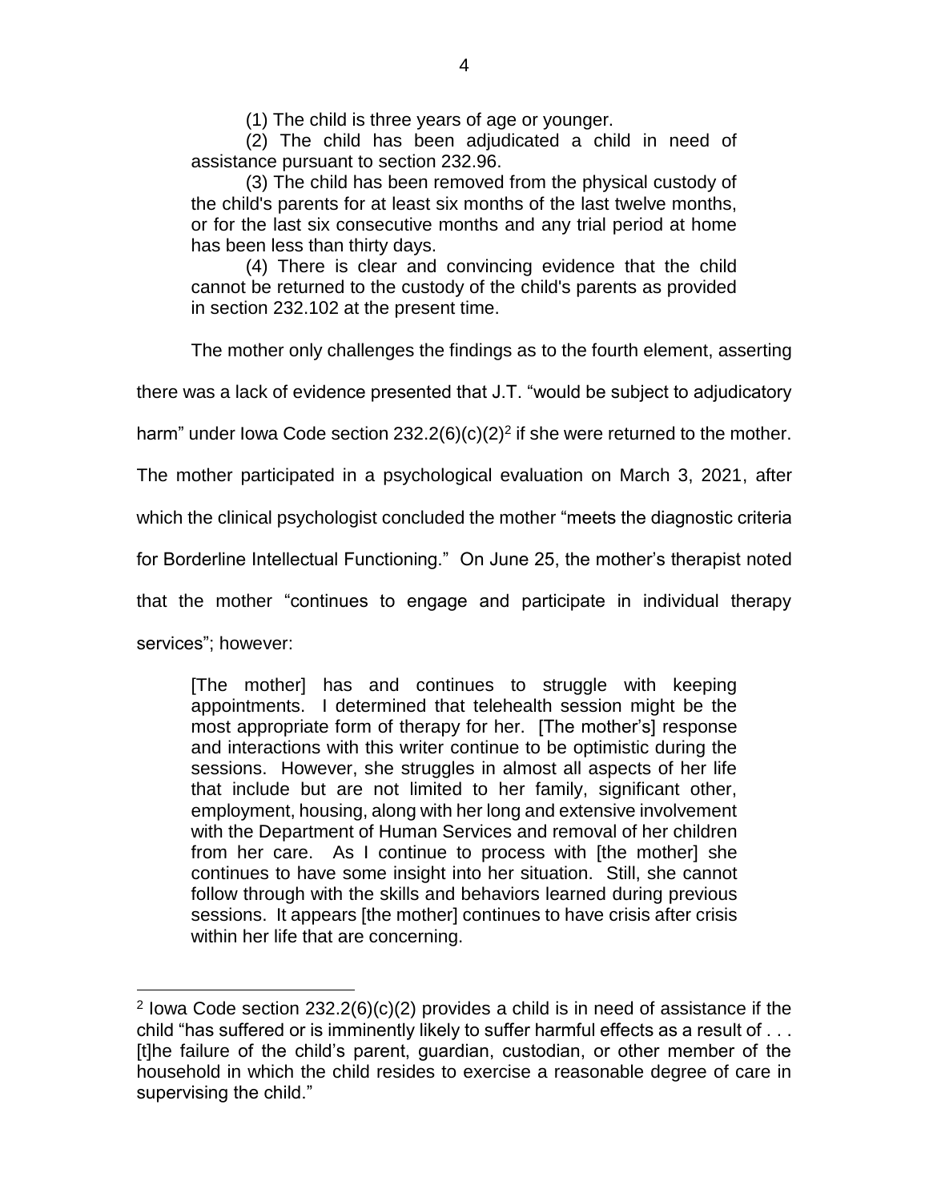> (1) The child is three years of age or younger.
>
> (2) The child has been adjudicated a child in need of assistance pursuant to section 232.96.
>
> (3) The child has been removed from the physical custody of the child's parents for at least six months of the last twelve months, or for the last six consecutive months and any trial period at home has been less than thirty days.
>
> (4) There is clear and convincing evidence that the child cannot be returned to the custody of the child's parents as provided in section 232.102 at the present time.

The mother only challenges the findings as to the fourth element, asserting there was a lack of evidence presented that J.T. "would be subject to adjudicatory harm" under Iowa Code section 232.2(6)(c)(2)[2] if she were returned to the mother. The mother participated in a psychological evaluation on March 3, 2021, after which the clinical psychologist concluded the mother "meets the diagnostic criteria for Borderline Intellectual Functioning." On June 25, the mother's therapist noted that the mother "continues to engage and participate in individual therapy services"; however:

> [The mother] has and continues to struggle with keeping appointments. I determined that telehealth session might be the most appropriate form of therapy for her. [The mother's] response and interactions with this writer continue to be optimistic during the sessions. However, she struggles in almost all aspects of her life that include but are not limited to her family, significant other, employment, housing, along with her long and extensive involvement with the Department of Human Services and removal of her children from her care. As I continue to process with [the mother] she continues to have some insight into her situation. Still, she cannot follow through with the skills and behaviors learned during previous sessions. It appears [the mother] continues to have crisis after crisis within her life that are concerning.

---

[2] Iowa Code section 232.2(6)(c)(2) provides a child is in need of assistance if the child "has suffered or is imminently likely to suffer harmful effects as a result of . . . [t]he failure of the child's parent, guardian, custodian, or other member of the household in which the child resides to exercise a reasonable degree of care in supervising the child."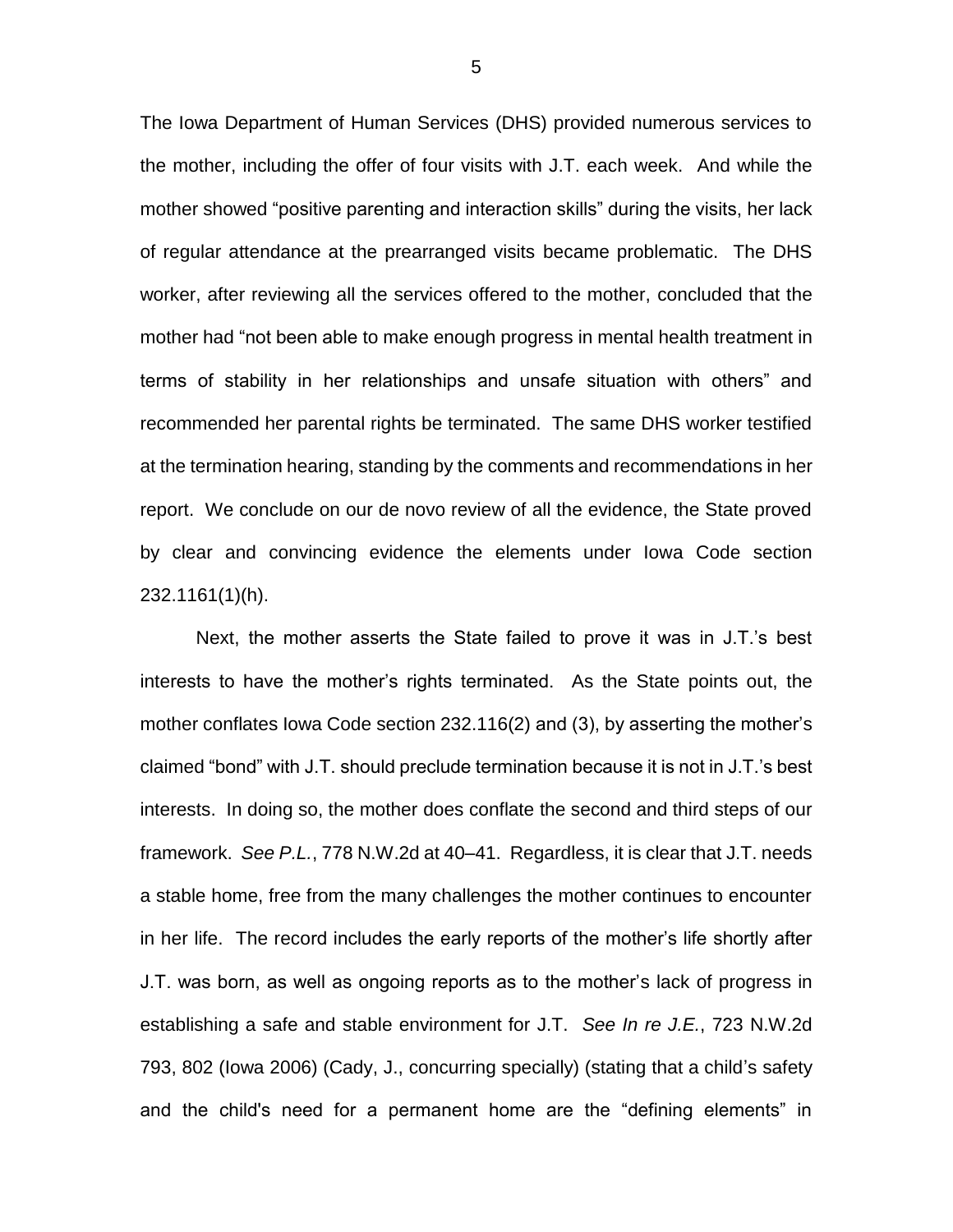The Iowa Department of Human Services (DHS) provided numerous services to the mother, including the offer of four visits with J.T. each week. And while the mother showed "positive parenting and interaction skills" during the visits, her lack of regular attendance at the prearranged visits became problematic. The DHS worker, after reviewing all the services offered to the mother, concluded that the mother had "not been able to make enough progress in mental health treatment in terms of stability in her relationships and unsafe situation with others" and recommended her parental rights be terminated. The same DHS worker testified at the termination hearing, standing by the comments and recommendations in her report. We conclude on our de novo review of all the evidence, the State proved by clear and convincing evidence the elements under Iowa Code section 232.1161(1)(h).

Next, the mother asserts the State failed to prove it was in J.T.'s best interests to have the mother's rights terminated. As the State points out, the mother conflates Iowa Code section 232.116(2) and (3), by asserting the mother's claimed "bond" with J.T. should preclude termination because it is not in J.T.'s best interests. In doing so, the mother does conflate the second and third steps of our framework. *See P.L.*, 778 N.W.2d at 40–41. Regardless, it is clear that J.T. needs a stable home, free from the many challenges the mother continues to encounter in her life. The record includes the early reports of the mother's life shortly after J.T. was born, as well as ongoing reports as to the mother's lack of progress in establishing a safe and stable environment for J.T. *See In re J.E.*, 723 N.W.2d 793, 802 (Iowa 2006) (Cady, J., concurring specially) (stating that a child's safety and the child's need for a permanent home are the "defining elements" in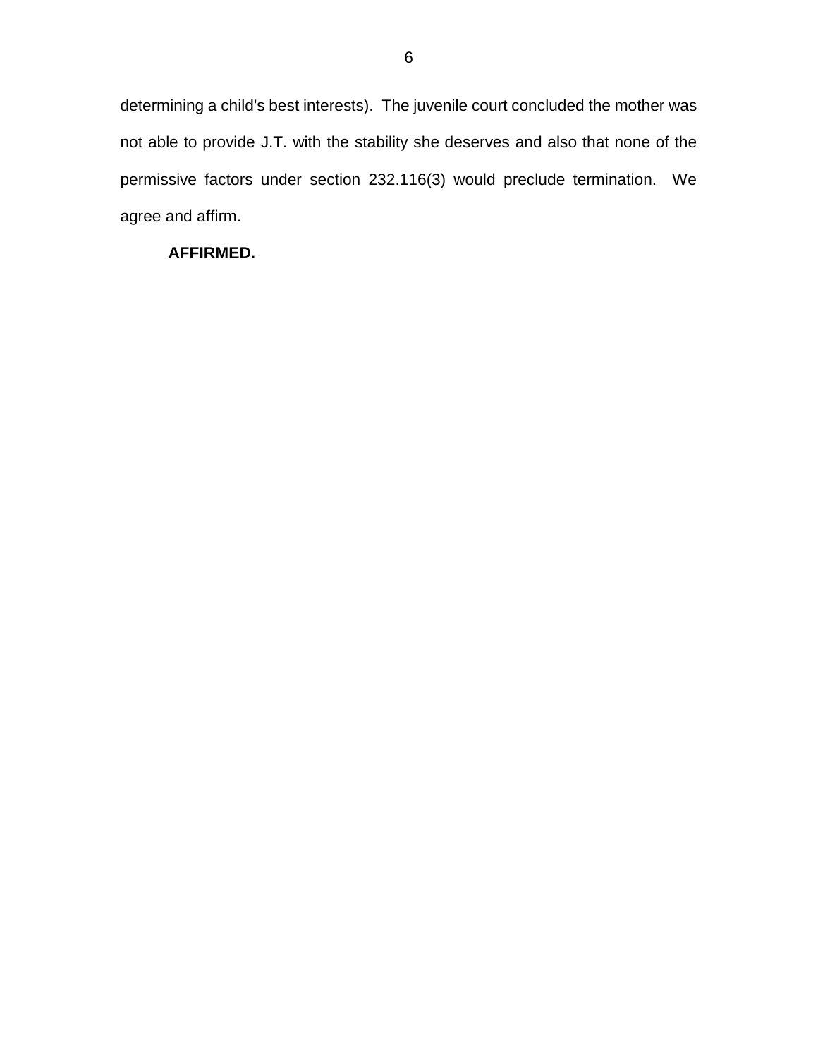determining a child's best interests). The juvenile court concluded the mother was not able to provide J.T. with the stability she deserves and also that none of the permissive factors under section 232.116(3) would preclude termination. We agree and affirm.

**AFFIRMED.**